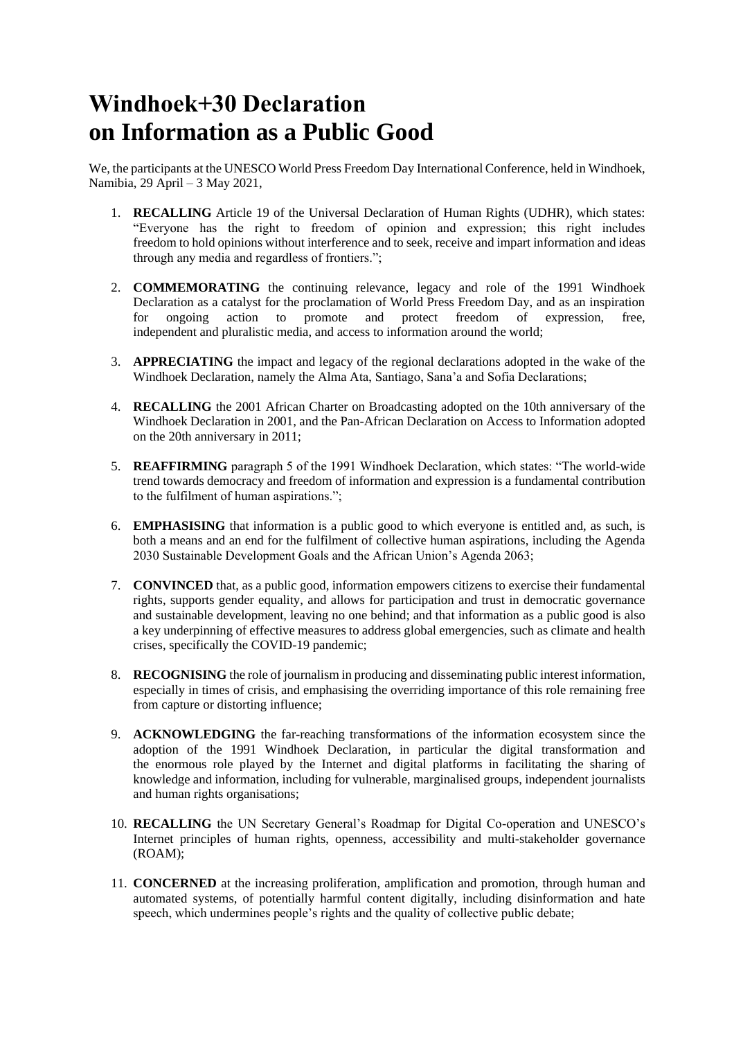# Windhoek+30 Declaration on Information as a Public Good

We, the participants at the UNESCO World Press Freedom Day International Conference, held in Windhoek, Namibia, 29 April – 3 May 2021,

1. **RECALLING** Article 19 of the Universal Declaration of Human Rights (UDHR), which states: "Everyone has the right to freedom of opinion and expression; this right includes freedom to hold opinions without interference and to seek, receive and impart information and ideas through any media and regardless of frontiers.";

2. **COMMEMORATING** the continuing relevance, legacy and role of the 1991 Windhoek Declaration as a catalyst for the proclamation of World Press Freedom Day, and as an inspiration for ongoing action to promote and protect freedom of expression, free, independent and pluralistic media, and access to information around the world;

3. **APPRECIATING** the impact and legacy of the regional declarations adopted in the wake of the Windhoek Declaration, namely the Alma Ata, Santiago, Sana'a and Sofia Declarations;

4. **RECALLING** the 2001 African Charter on Broadcasting adopted on the 10th anniversary of the Windhoek Declaration in 2001, and the Pan-African Declaration on Access to Information adopted on the 20th anniversary in 2011;

5. **REAFFIRMING** paragraph 5 of the 1991 Windhoek Declaration, which states: "The world-wide trend towards democracy and freedom of information and expression is a fundamental contribution to the fulfilment of human aspirations.";

6. **EMPHASISING** that information is a public good to which everyone is entitled and, as such, is both a means and an end for the fulfilment of collective human aspirations, including the Agenda 2030 Sustainable Development Goals and the African Union's Agenda 2063;

7. **CONVINCED** that, as a public good, information empowers citizens to exercise their fundamental rights, supports gender equality, and allows for participation and trust in democratic governance and sustainable development, leaving no one behind; and that information as a public good is also a key underpinning of effective measures to address global emergencies, such as climate and health crises, specifically the COVID-19 pandemic;

8. **RECOGNISING** the role of journalism in producing and disseminating public interest information, especially in times of crisis, and emphasising the overriding importance of this role remaining free from capture or distorting influence;

9. **ACKNOWLEDGING** the far-reaching transformations of the information ecosystem since the adoption of the 1991 Windhoek Declaration, in particular the digital transformation and the enormous role played by the Internet and digital platforms in facilitating the sharing of knowledge and information, including for vulnerable, marginalised groups, independent journalists and human rights organisations;

10. **RECALLING** the UN Secretary General's Roadmap for Digital Co-operation and UNESCO's Internet principles of human rights, openness, accessibility and multi-stakeholder governance (ROAM);

11. **CONCERNED** at the increasing proliferation, amplification and promotion, through human and automated systems, of potentially harmful content digitally, including disinformation and hate speech, which undermines people's rights and the quality of collective public debate;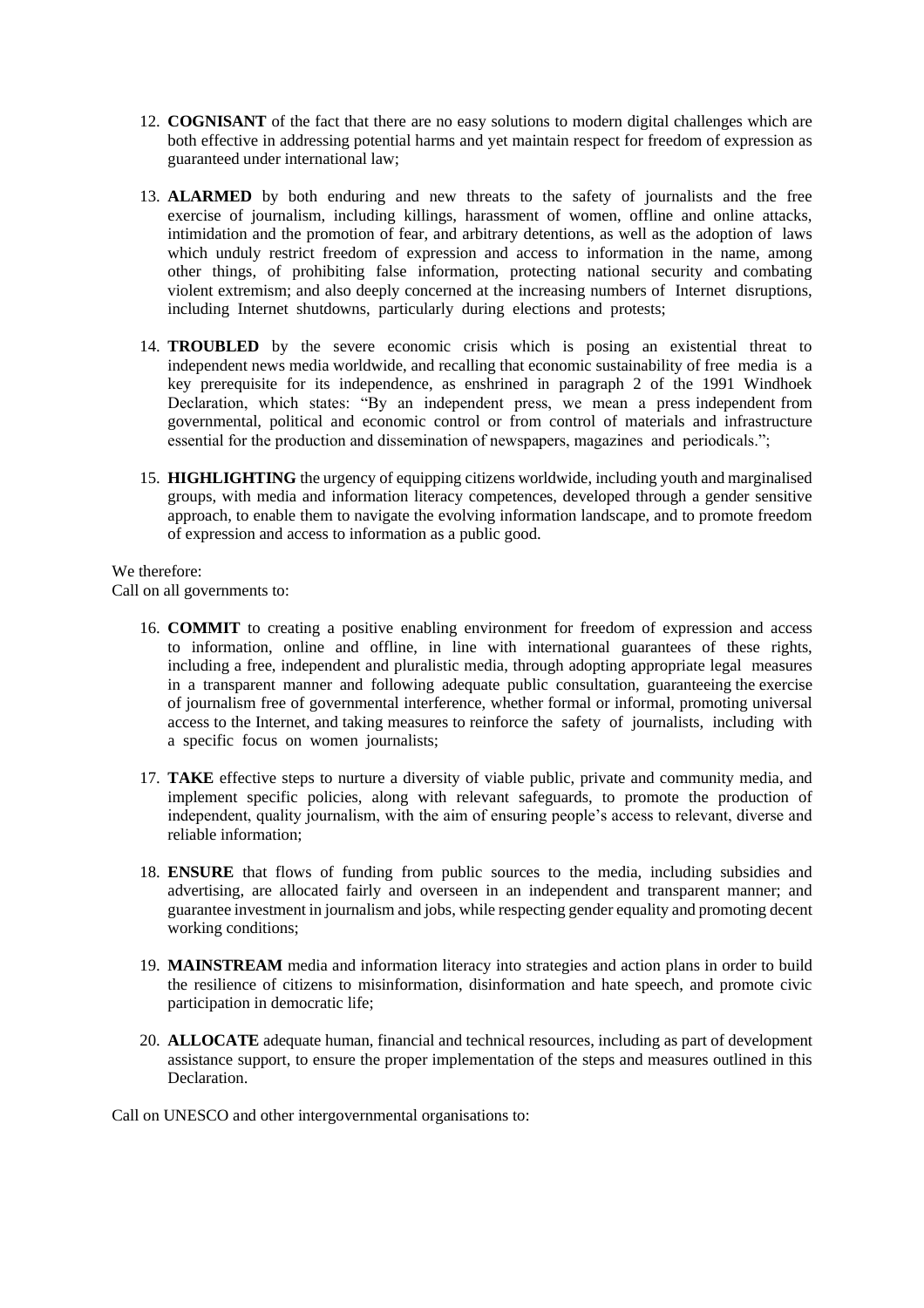12. **COGNISANT** of the fact that there are no easy solutions to modern digital challenges which are both effective in addressing potential harms and yet maintain respect for freedom of expression as guaranteed under international law;

13. **ALARMED** by both enduring and new threats to the safety of journalists and the free exercise of journalism, including killings, harassment of women, offline and online attacks, intimidation and the promotion of fear, and arbitrary detentions, as well as the adoption of laws which unduly restrict freedom of expression and access to information in the name, among other things, of prohibiting false information, protecting national security and combating violent extremism; and also deeply concerned at the increasing numbers of Internet disruptions, including Internet shutdowns, particularly during elections and protests;

14. **TROUBLED** by the severe economic crisis which is posing an existential threat to independent news media worldwide, and recalling that economic sustainability of free media is a key prerequisite for its independence, as enshrined in paragraph 2 of the 1991 Windhoek Declaration, which states: "By an independent press, we mean a press independent from governmental, political and economic control or from control of materials and infrastructure essential for the production and dissemination of newspapers, magazines and periodicals.";

15. **HIGHLIGHTING** the urgency of equipping citizens worldwide, including youth and marginalised groups, with media and information literacy competences, developed through a gender sensitive approach, to enable them to navigate the evolving information landscape, and to promote freedom of expression and access to information as a public good.

We therefore:
Call on all governments to:

16. **COMMIT** to creating a positive enabling environment for freedom of expression and access to information, online and offline, in line with international guarantees of these rights, including a free, independent and pluralistic media, through adopting appropriate legal measures in a transparent manner and following adequate public consultation, guaranteeing the exercise of journalism free of governmental interference, whether formal or informal, promoting universal access to the Internet, and taking measures to reinforce the safety of journalists, including with a specific focus on women journalists;

17. **TAKE** effective steps to nurture a diversity of viable public, private and community media, and implement specific policies, along with relevant safeguards, to promote the production of independent, quality journalism, with the aim of ensuring people's access to relevant, diverse and reliable information;

18. **ENSURE** that flows of funding from public sources to the media, including subsidies and advertising, are allocated fairly and overseen in an independent and transparent manner; and guarantee investment in journalism and jobs, while respecting gender equality and promoting decent working conditions;

19. **MAINSTREAM** media and information literacy into strategies and action plans in order to build the resilience of citizens to misinformation, disinformation and hate speech, and promote civic participation in democratic life;

20. **ALLOCATE** adequate human, financial and technical resources, including as part of development assistance support, to ensure the proper implementation of the steps and measures outlined in this Declaration.

Call on UNESCO and other intergovernmental organisations to: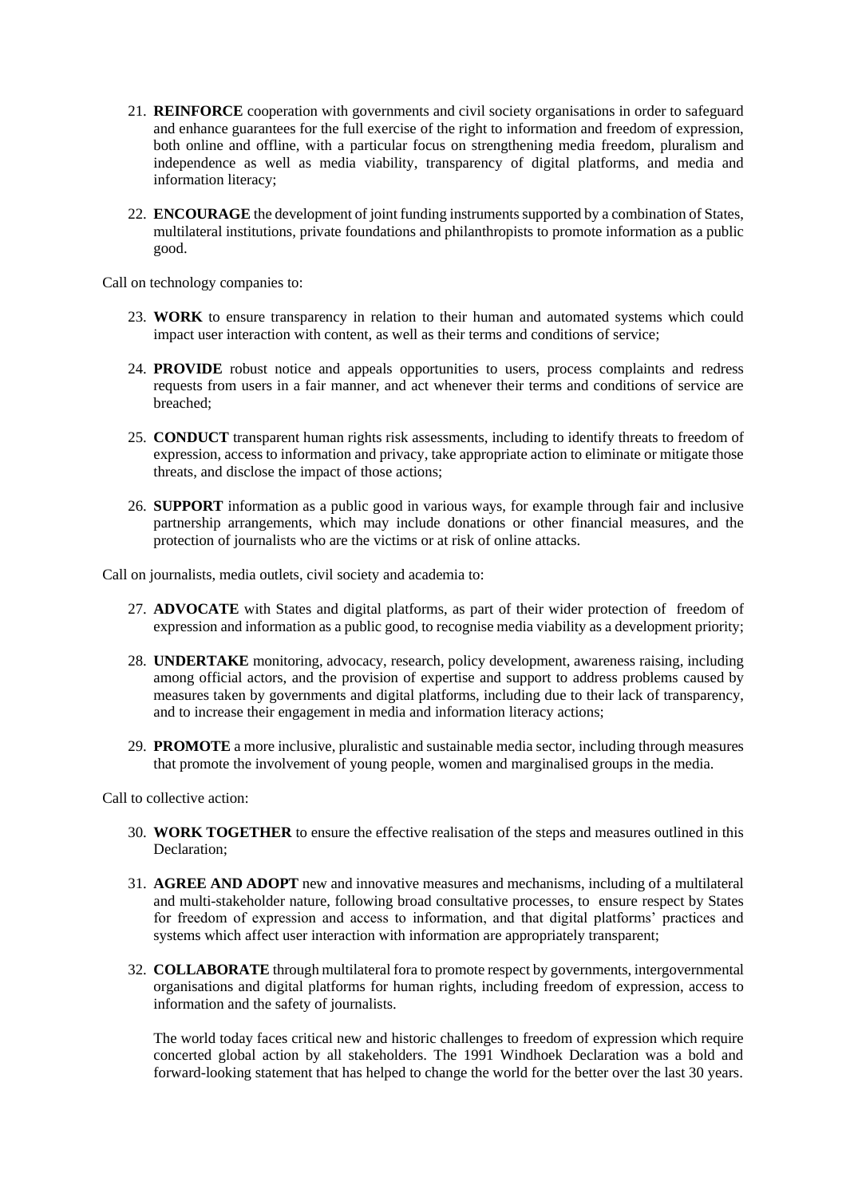21. **REINFORCE** cooperation with governments and civil society organisations in order to safeguard and enhance guarantees for the full exercise of the right to information and freedom of expression, both online and offline, with a particular focus on strengthening media freedom, pluralism and independence as well as media viability, transparency of digital platforms, and media and information literacy;

22. **ENCOURAGE** the development of joint funding instruments supported by a combination of States, multilateral institutions, private foundations and philanthropists to promote information as a public good.

Call on technology companies to:

23. **WORK** to ensure transparency in relation to their human and automated systems which could impact user interaction with content, as well as their terms and conditions of service;

24. **PROVIDE** robust notice and appeals opportunities to users, process complaints and redress requests from users in a fair manner, and act whenever their terms and conditions of service are breached;

25. **CONDUCT** transparent human rights risk assessments, including to identify threats to freedom of expression, access to information and privacy, take appropriate action to eliminate or mitigate those threats, and disclose the impact of those actions;

26. **SUPPORT** information as a public good in various ways, for example through fair and inclusive partnership arrangements, which may include donations or other financial measures, and the protection of journalists who are the victims or at risk of online attacks.

Call on journalists, media outlets, civil society and academia to:

27. **ADVOCATE** with States and digital platforms, as part of their wider protection of freedom of expression and information as a public good, to recognise media viability as a development priority;

28. **UNDERTAKE** monitoring, advocacy, research, policy development, awareness raising, including among official actors, and the provision of expertise and support to address problems caused by measures taken by governments and digital platforms, including due to their lack of transparency, and to increase their engagement in media and information literacy actions;

29. **PROMOTE** a more inclusive, pluralistic and sustainable media sector, including through measures that promote the involvement of young people, women and marginalised groups in the media.

Call to collective action:

30. **WORK TOGETHER** to ensure the effective realisation of the steps and measures outlined in this Declaration;

31. **AGREE AND ADOPT** new and innovative measures and mechanisms, including of a multilateral and multi-stakeholder nature, following broad consultative processes, to ensure respect by States for freedom of expression and access to information, and that digital platforms' practices and systems which affect user interaction with information are appropriately transparent;

32. **COLLABORATE** through multilateral fora to promote respect by governments, intergovernmental organisations and digital platforms for human rights, including freedom of expression, access to information and the safety of journalists.

The world today faces critical new and historic challenges to freedom of expression which require concerted global action by all stakeholders. The 1991 Windhoek Declaration was a bold and forward-looking statement that has helped to change the world for the better over the last 30 years.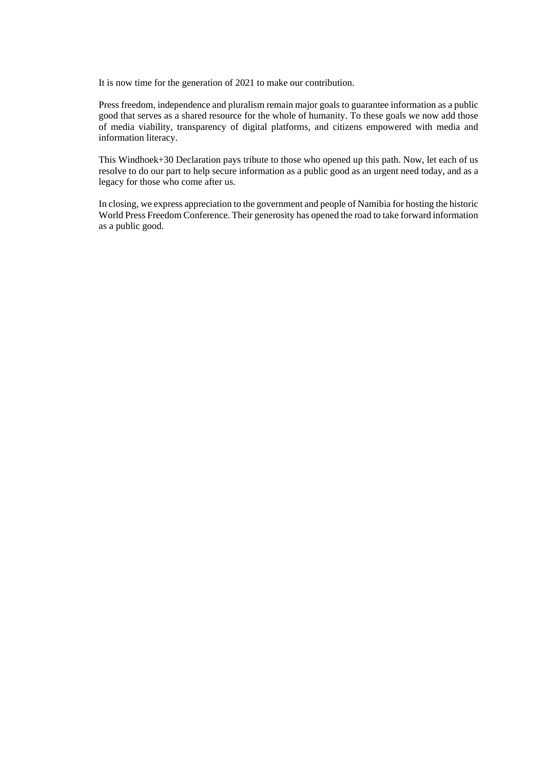It is now time for the generation of 2021 to make our contribution.

Press freedom, independence and pluralism remain major goals to guarantee information as a public good that serves as a shared resource for the whole of humanity. To these goals we now add those of media viability, transparency of digital platforms, and citizens empowered with media and information literacy.

This Windhoek+30 Declaration pays tribute to those who opened up this path. Now, let each of us resolve to do our part to help secure information as a public good as an urgent need today, and as a legacy for those who come after us.

In closing, we express appreciation to the government and people of Namibia for hosting the historic World Press Freedom Conference. Their generosity has opened the road to take forward information as a public good.